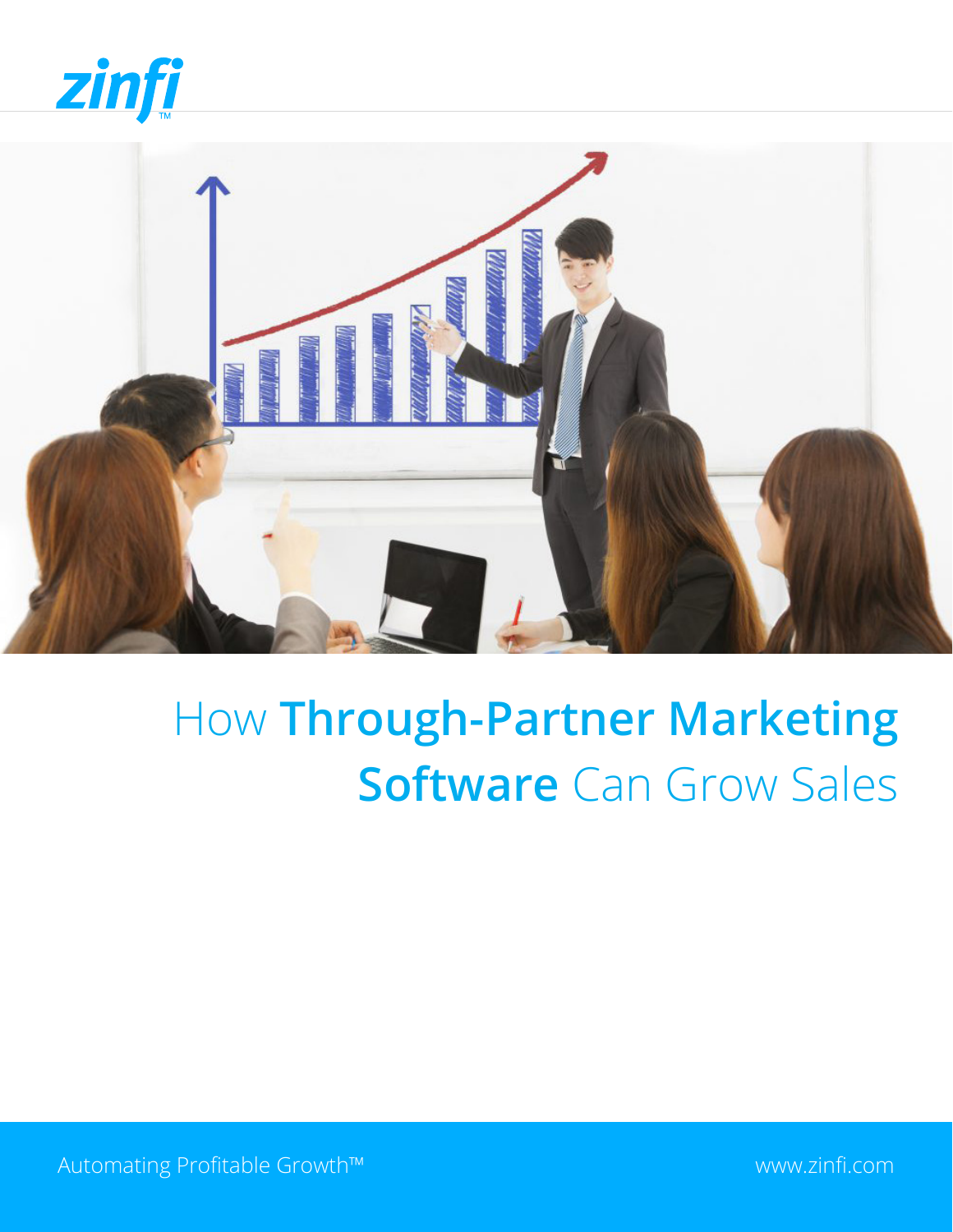zinfi™

# How **Through-Partner Marketing Software** Can Grow Sales

Automating Profitable Growth™

www.zinfi.com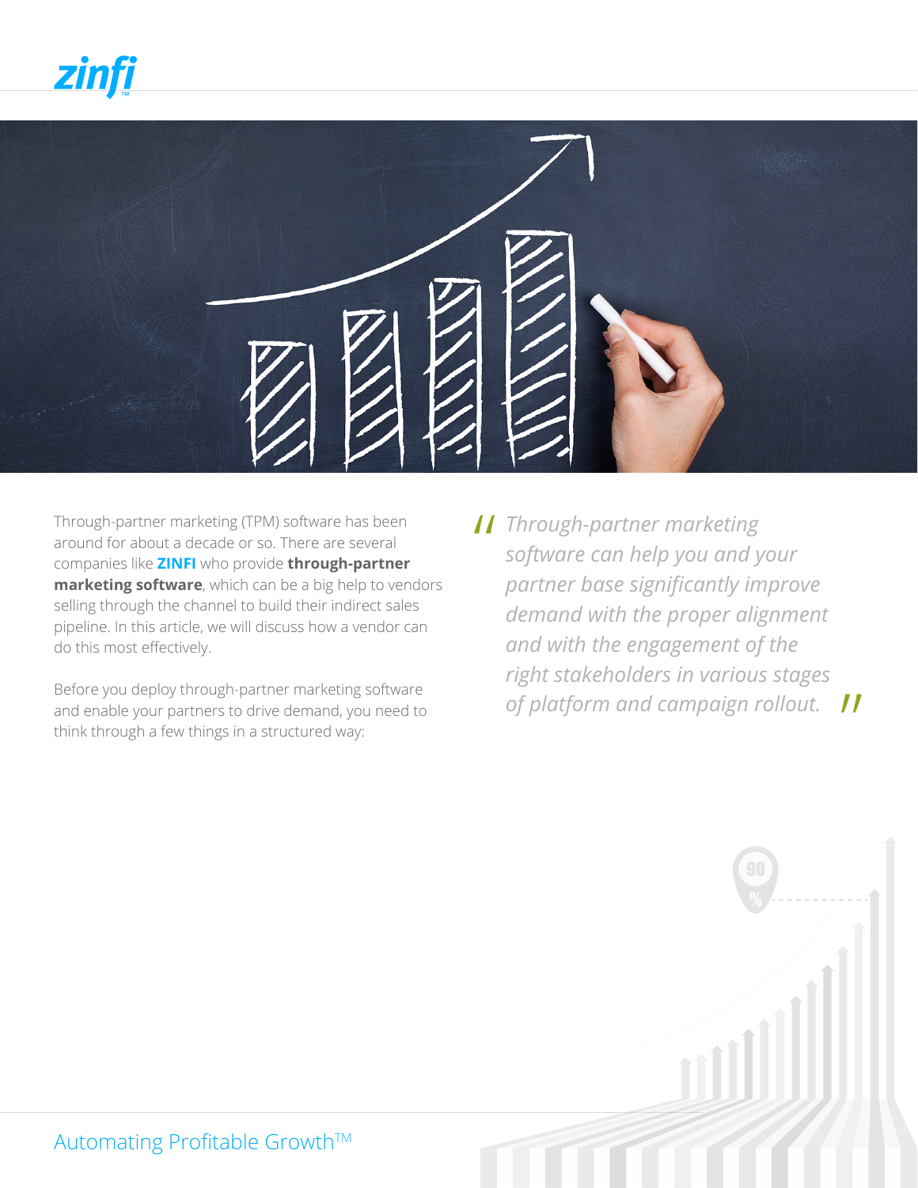Through-partner marketing (TPM) software has been around for about a decade or so. There are several companies like **ZINFI** who provide **through-partner marketing software**, which can be a big help to vendors selling through the channel to build their indirect sales pipeline. In this article, we will discuss how a vendor can do this most effectively.

Before you deploy through-partner marketing software and enable your partners to drive demand, you need to think through a few things in a structured way:

> *Through-partner marketing software can help you and your partner base significantly improve demand with the proper alignment and with the engagement of the right stakeholders in various stages of platform and campaign rollout.*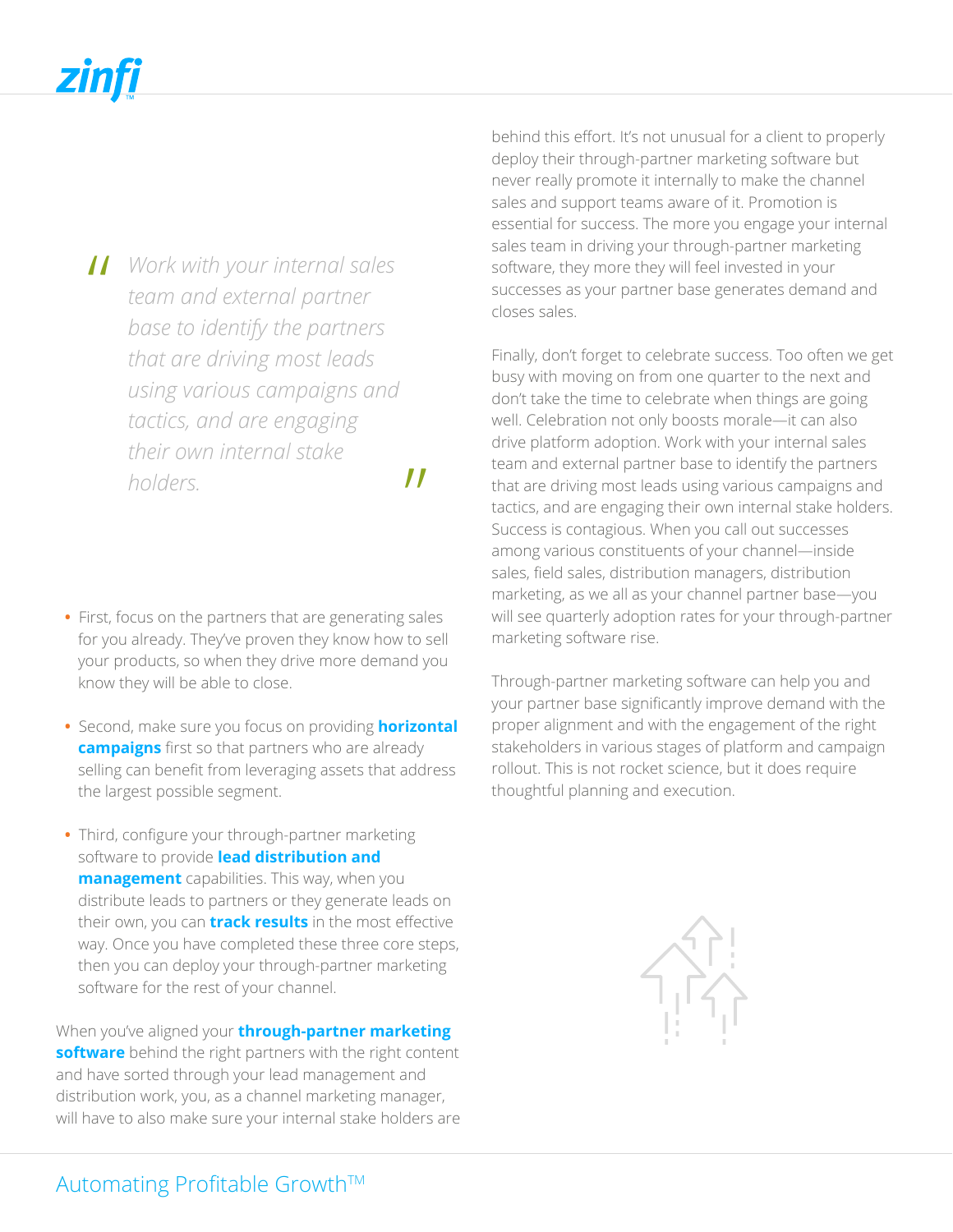> *Work with your internal sales team and external partner base to identify the partners that are driving most leads using various campaigns and tactics, and are engaging their own internal stake holders.*

- First, focus on the partners that are generating sales for you already. They've proven they know how to sell your products, so when they drive more demand you know they will be able to close.
- Second, make sure you focus on providing **horizontal campaigns** first so that partners who are already selling can benefit from leveraging assets that address the largest possible segment.
- Third, configure your through-partner marketing software to provide **lead distribution and management** capabilities. This way, when you distribute leads to partners or they generate leads on their own, you can **track results** in the most effective way. Once you have completed these three core steps, then you can deploy your through-partner marketing software for the rest of your channel.

When you've aligned your **through-partner marketing software** behind the right partners with the right content and have sorted through your lead management and distribution work, you, as a channel marketing manager, will have to also make sure your internal stake holders are behind this effort. It's not unusual for a client to properly deploy their through-partner marketing software but never really promote it internally to make the channel sales and support teams aware of it. Promotion is essential for success. The more you engage your internal sales team in driving your through-partner marketing software, they more they will feel invested in your successes as your partner base generates demand and closes sales.

Finally, don't forget to celebrate success. Too often we get busy with moving on from one quarter to the next and don't take the time to celebrate when things are going well. Celebration not only boosts morale—it can also drive platform adoption. Work with your internal sales team and external partner base to identify the partners that are driving most leads using various campaigns and tactics, and are engaging their own internal stake holders. Success is contagious. When you call out successes among various constituents of your channel—inside sales, field sales, distribution managers, distribution marketing, as we all as your channel partner base—you will see quarterly adoption rates for your through-partner marketing software rise.

Through-partner marketing software can help you and your partner base significantly improve demand with the proper alignment and with the engagement of the right stakeholders in various stages of platform and campaign rollout. This is not rocket science, but it does require thoughtful planning and execution.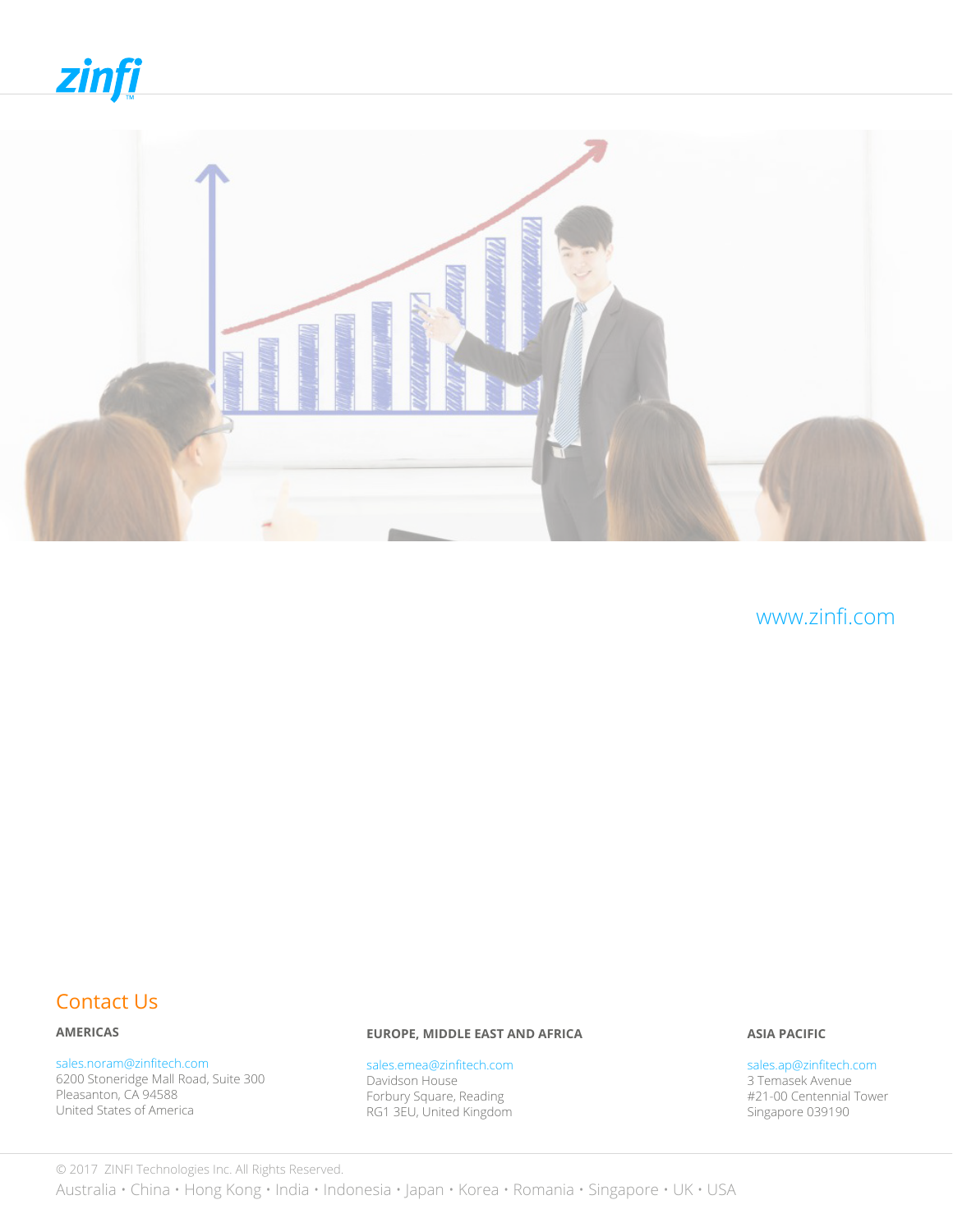www.zinfi.com

## Contact Us

**AMERICAS**

sales.noram@zinfitech.com
6200 Stoneridge Mall Road, Suite 300
Pleasanton, CA 94588
United States of America

**EUROPE, MIDDLE EAST AND AFRICA**

sales.emea@zinfitech.com
Davidson House
Forbury Square, Reading
RG1 3EU, United Kingdom

**ASIA PACIFIC**

sales.ap@zinfitech.com
3 Temasek Avenue
#21-00 Centennial Tower
Singapore 039190

© 2017 ZINFI Technologies Inc. All Rights Reserved.

Australia • China • Hong Kong • India • Indonesia • Japan • Korea • Romania • Singapore • UK • USA